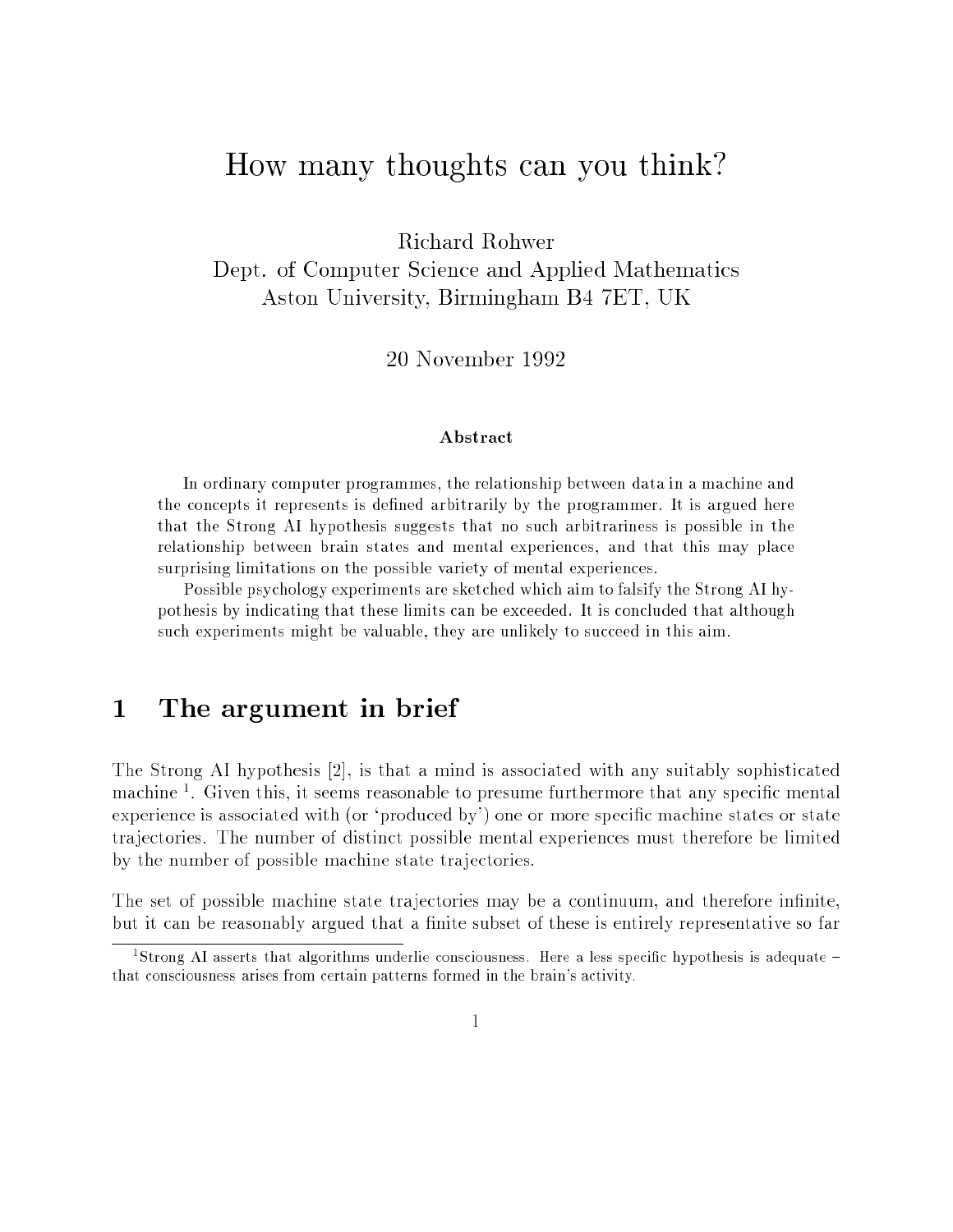# How many thoughts can you think?

Richard Rohwer
Dept. of Computer Science and Applied Mathematics
Aston University, Birmingham B4 7ET, UK

20 November 1992

### Abstract

In ordinary computer programmes, the relationship between data in a machine and the concepts it represents is defined arbitrarily by the programmer. It is argued here that the Strong AI hypothesis suggests that no such arbitrariness is possible in the relationship between brain states and mental experiences, and that this may place surprising limitations on the possible variety of mental experiences.

Possible psychology experiments are sketched which aim to falsify the Strong AI hypothesis by indicating that these limits can be exceeded. It is concluded that although such experiments might be valuable, they are unlikely to succeed in this aim.

## 1 The argument in brief

The Strong AI hypothesis [2], is that a mind is associated with any suitably sophisticated machine [1]. Given this, it seems reasonable to presume furthermore that any specific mental experience is associated with (or 'produced by') one or more specific machine states or state trajectories. The number of distinct possible mental experiences must therefore be limited by the number of possible machine state trajectories.

The set of possible machine state trajectories may be a continuum, and therefore infinite, but it can be reasonably argued that a finite subset of these is entirely representative so far

[1] Strong AI asserts that algorithms underlie consciousness. Here a less specific hypothesis is adequate – that consciousness arises from certain patterns formed in the brain's activity.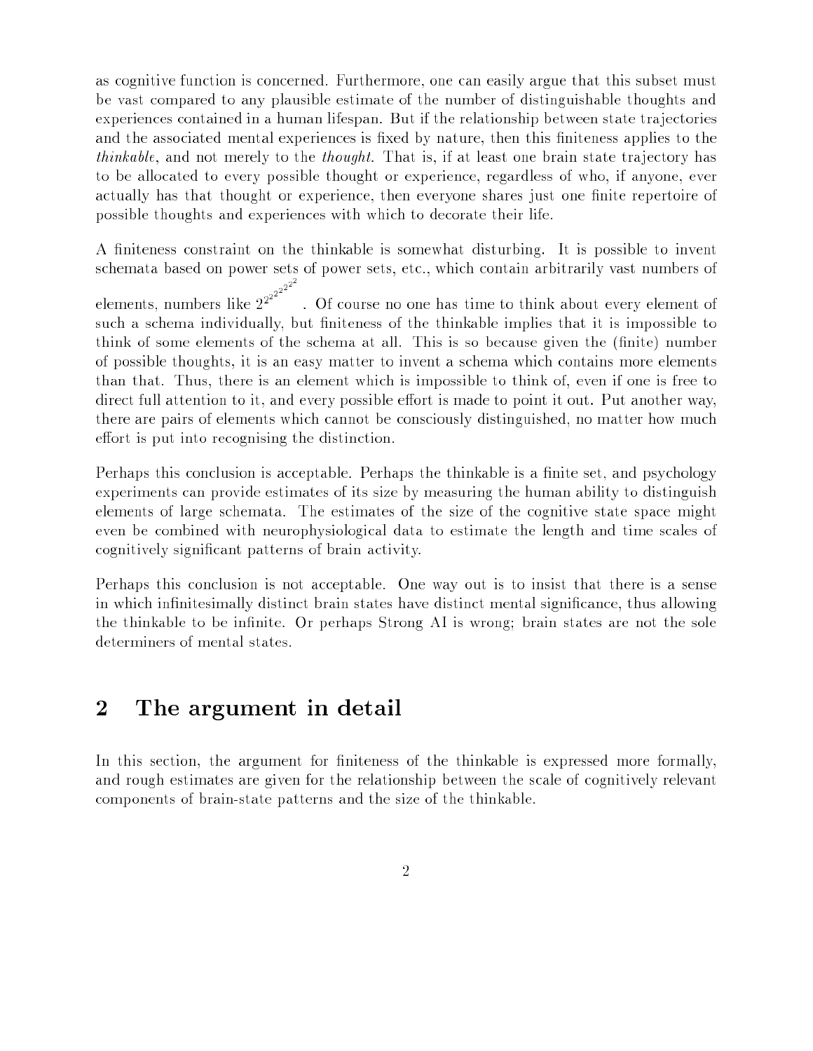as cognitive function is concerned. Furthermore, one can easily argue that this subset must be vast compared to any plausible estimate of the number of distinguishable thoughts and experiences contained in a human lifespan. But if the relationship between state trajectories and the associated mental experiences is fixed by nature, then this finiteness applies to the *thinkable*, and not merely to the *thought*. That is, if at least one brain state trajectory has to be allocated to every possible thought or experience, regardless of who, if anyone, ever actually has that thought or experience, then everyone shares just one finite repertoire of possible thoughts and experiences with which to decorate their life.

A finiteness constraint on the thinkable is somewhat disturbing. It is possible to invent schemata based on power sets of power sets, etc., which contain arbitrarily vast numbers of elements, numbers like $2^{2^{2^{2^{2^{2^{2}}}}}}$. Of course no one has time to think about every element of such a schema individually, but finiteness of the thinkable implies that it is impossible to think of some elements of the schema at all. This is so because given the (finite) number of possible thoughts, it is an easy matter to invent a schema which contains more elements than that. Thus, there is an element which is impossible to think of, even if one is free to direct full attention to it, and every possible effort is made to point it out. Put another way, there are pairs of elements which cannot be consciously distinguished, no matter how much effort is put into recognising the distinction.

Perhaps this conclusion is acceptable. Perhaps the thinkable is a finite set, and psychology experiments can provide estimates of its size by measuring the human ability to distinguish elements of large schemata. The estimates of the size of the cognitive state space might even be combined with neurophysiological data to estimate the length and time scales of cognitively significant patterns of brain activity.

Perhaps this conclusion is not acceptable. One way out is to insist that there is a sense in which infinitesimally distinct brain states have distinct mental significance, thus allowing the thinkable to be infinite. Or perhaps Strong AI is wrong; brain states are not the sole determiners of mental states.

## 2 The argument in detail

In this section, the argument for finiteness of the thinkable is expressed more formally, and rough estimates are given for the relationship between the scale of cognitively relevant components of brain-state patterns and the size of the thinkable.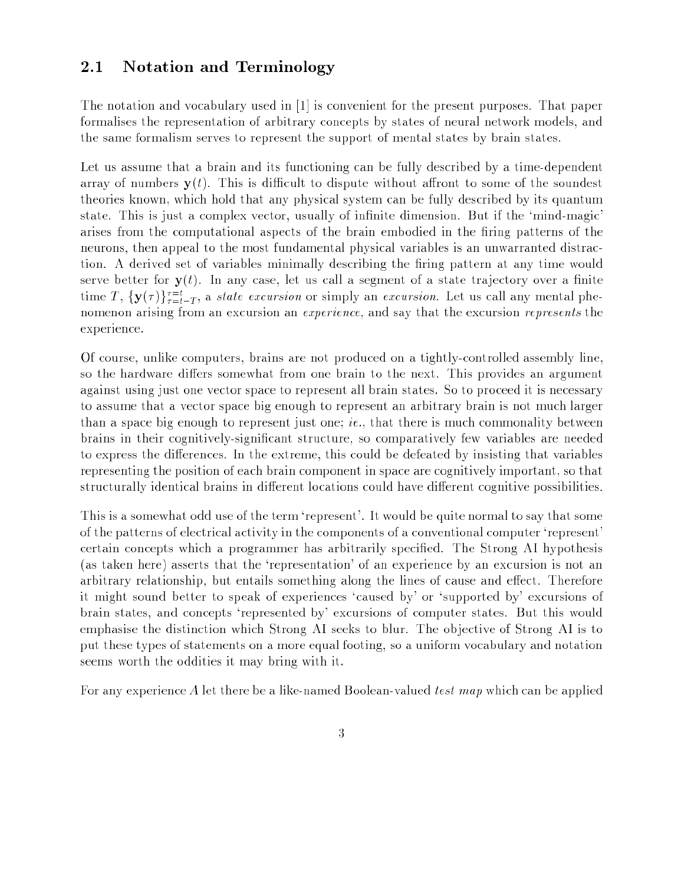## 2.1 Notation and Terminology

The notation and vocabulary used in [1] is convenient for the present purposes. That paper formalises the representation of arbitrary concepts by states of neural network models, and the same formalism serves to represent the support of mental states by brain states.

Let us assume that a brain and its functioning can be fully described by a time-dependent array of numbers $\mathbf{y}(t)$. This is difficult to dispute without affront to some of the soundest theories known, which hold that any physical system can be fully described by its quantum state. This is just a complex vector, usually of infinite dimension. But if the 'mind-magic' arises from the computational aspects of the brain embodied in the firing patterns of the neurons, then appeal to the most fundamental physical variables is an unwarranted distraction. A derived set of variables minimally describing the firing pattern at any time would serve better for $\mathbf{y}(t)$. In any case, let us call a segment of a state trajectory over a finite time $T$, $\{\mathbf{y}(\tau)\}_{\tau=t-T}^{\tau=t}$, a *state excursion* or simply an *excursion*. Let us call any mental phenomenon arising from an excursion an *experience*, and say that the excursion *represents* the experience.

Of course, unlike computers, brains are not produced on a tightly-controlled assembly line, so the hardware differs somewhat from one brain to the next. This provides an argument against using just one vector space to represent all brain states. So to proceed it is necessary to assume that a vector space big enough to represent an arbitrary brain is not much larger than a space big enough to represent just one; *ie.*, that there is much commonality between brains in their cognitively-significant structure, so comparatively few variables are needed to express the differences. In the extreme, this could be defeated by insisting that variables representing the position of each brain component in space are cognitively important, so that structurally identical brains in different locations could have different cognitive possibilities.

This is a somewhat odd use of the term 'represent'. It would be quite normal to say that some of the patterns of electrical activity in the components of a conventional computer 'represent' certain concepts which a programmer has arbitrarily specified. The Strong AI hypothesis (as taken here) asserts that the 'representation' of an experience by an excursion is not an arbitrary relationship, but entails something along the lines of cause and effect. Therefore it might sound better to speak of experiences 'caused by' or 'supported by' excursions of brain states, and concepts 'represented by' excursions of computer states. But this would emphasise the distinction which Strong AI seeks to blur. The objective of Strong AI is to put these types of statements on a more equal footing, so a uniform vocabulary and notation seems worth the oddities it may bring with it.

For any experience $A$ let there be a like-named Boolean-valued *test map* which can be applied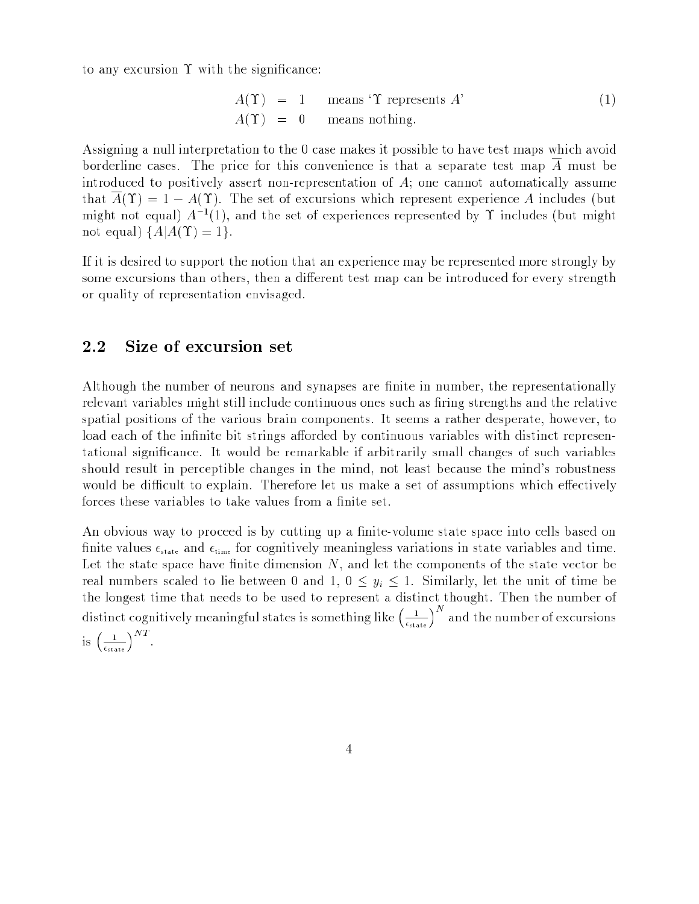to any excursion $\Upsilon$ with the significance:

$$
\begin{aligned}
A(\Upsilon) &= 1 \quad \text{means '$\Upsilon$ represents $A$'} \\
A(\Upsilon) &= 0 \quad \text{means nothing.}
\end{aligned}
\tag{1}
$$

Assigning a null interpretation to the 0 case makes it possible to have test maps which avoid borderline cases. The price for this convenience is that a separate test map $\overline{A}$ must be introduced to positively assert non-representation of $A$; one cannot automatically assume that $\overline{A}(\Upsilon) = 1 - A(\Upsilon)$. The set of excursions which represent experience $A$ includes (but might not equal) $A^{-1}(1)$, and the set of experiences represented by $\Upsilon$ includes (but might not equal) $\{A | A(\Upsilon) = 1\}$.

If it is desired to support the notion that an experience may be represented more strongly by some excursions than others, then a different test map can be introduced for every strength or quality of representation envisaged.

## 2.2 Size of excursion set

Although the number of neurons and synapses are finite in number, the representationally relevant variables might still include continuous ones such as firing strengths and the relative spatial positions of the various brain components. It seems a rather desperate, however, to load each of the infinite bit strings afforded by continuous variables with distinct representational significance. It would be remarkable if arbitrarily small changes of such variables should result in perceptible changes in the mind, not least because the mind's robustness would be difficult to explain. Therefore let us make a set of assumptions which effectively forces these variables to take values from a finite set.

An obvious way to proceed is by cutting up a finite-volume state space into cells based on finite values $\epsilon_{\text{state}}$ and $\epsilon_{\text{time}}$ for cognitively meaningless variations in state variables and time. Let the state space have finite dimension $N$, and let the components of the state vector be real numbers scaled to lie between 0 and 1, $0 \leq y_i \leq 1$. Similarly, let the unit of time be the longest time that needs to be used to represent a distinct thought. Then the number of distinct cognitively meaningful states is something like $\left(\frac{1}{\epsilon_{\text{state}}}\right)^N$ and the number of excursions is $\left(\frac{1}{\epsilon_{\text{state}}}\right)^{NT}$.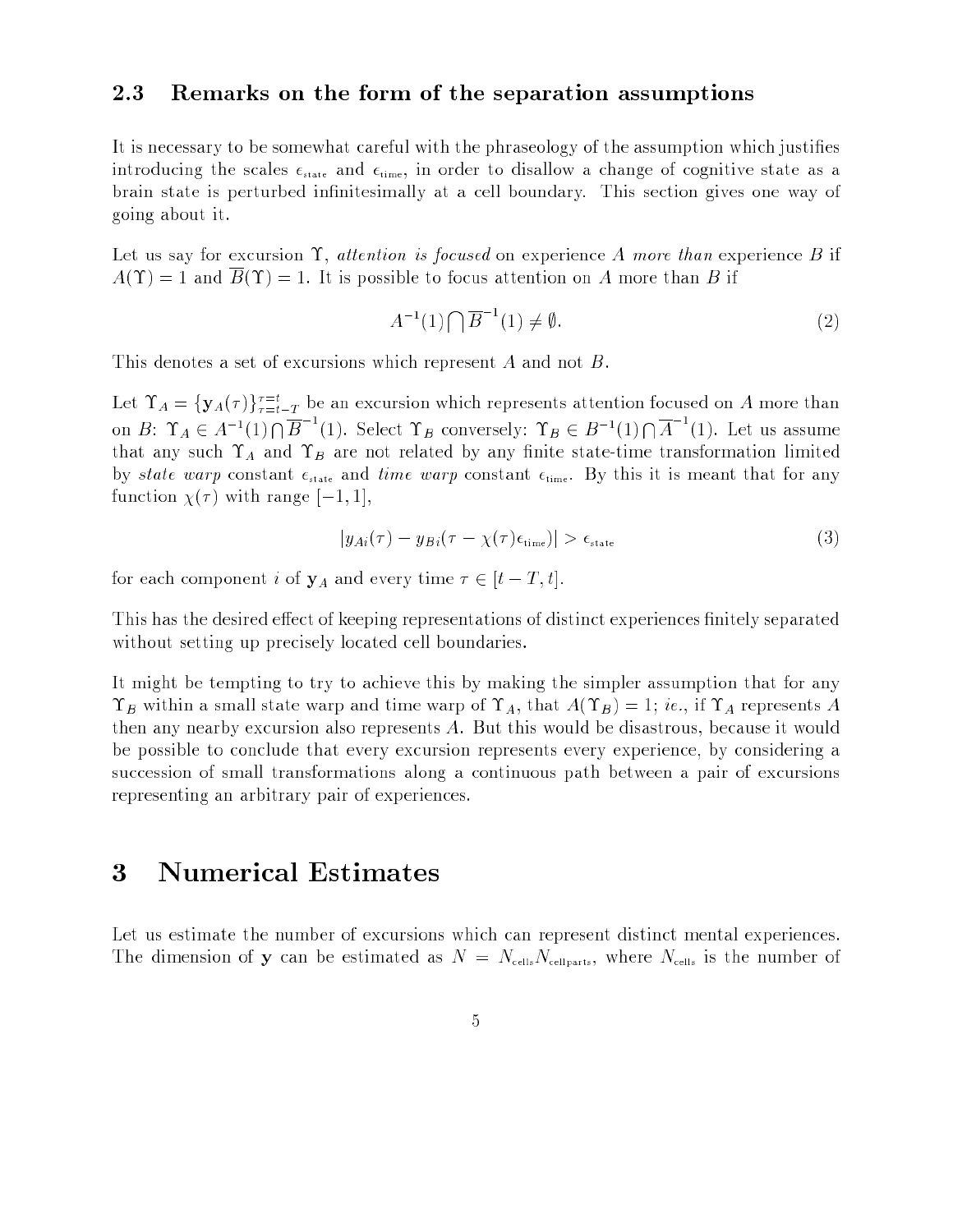### 2.3 Remarks on the form of the separation assumptions

It is necessary to be somewhat careful with the phraseology of the assumption which justifies introducing the scales $\epsilon_{\text{state}}$ and $\epsilon_{\text{time}}$, in order to disallow a change of cognitive state as a brain state is perturbed infinitesimally at a cell boundary. This section gives one way of going about it.

Let us say for excursion $\Upsilon$, *attention is focused* on experience $A$ *more than* experience $B$ if $A(\Upsilon) = 1$ and $\overline{B}(\Upsilon) = 1$. It is possible to focus attention on $A$ more than $B$ if

$$A^{-1}(1) \bigcap \overline{B}^{-1}(1) \neq \emptyset. \tag{2}$$

This denotes a set of excursions which represent $A$ and not $B$.

Let $\Upsilon_A = \{\mathbf{y}_A(\tau)\}_{\tau=t-T}^{\tau=t}$ be an excursion which represents attention focused on $A$ more than on $B$: $\Upsilon_A \in A^{-1}(1) \bigcap \overline{B}^{-1}(1)$. Select $\Upsilon_B$ conversely: $\Upsilon_B \in B^{-1}(1) \bigcap \overline{A}^{-1}(1)$. Let us assume that any such $\Upsilon_A$ and $\Upsilon_B$ are not related by any finite state-time transformation limited by *state warp* constant $\epsilon_{\text{state}}$ and *time warp* constant $\epsilon_{\text{time}}$. By this it is meant that for any function $\chi(\tau)$ with range $[-1, 1]$,

$$|y_{Ai}(\tau) - y_{Bi}(\tau - \chi(\tau)\epsilon_{\text{time}})| > \epsilon_{\text{state}} \tag{3}$$

for each component $i$ of $\mathbf{y}_A$ and every time $\tau \in [t-T, t]$.

This has the desired effect of keeping representations of distinct experiences finitely separated without setting up precisely located cell boundaries.

It might be tempting to try to achieve this by making the simpler assumption that for any $\Upsilon_B$ within a small state warp and time warp of $\Upsilon_A$, that $A(\Upsilon_B) = 1$; *ie.*, if $\Upsilon_A$ represents $A$ then any nearby excursion also represents $A$. But this would be disastrous, because it would be possible to conclude that every excursion represents every experience, by considering a succession of small transformations along a continuous path between a pair of excursions representing an arbitrary pair of experiences.

# 3 Numerical Estimates

Let us estimate the number of excursions which can represent distinct mental experiences. The dimension of $\mathbf{y}$ can be estimated as $N = N_{\text{cells}} N_{\text{cellparts}}$, where $N_{\text{cells}}$ is the number of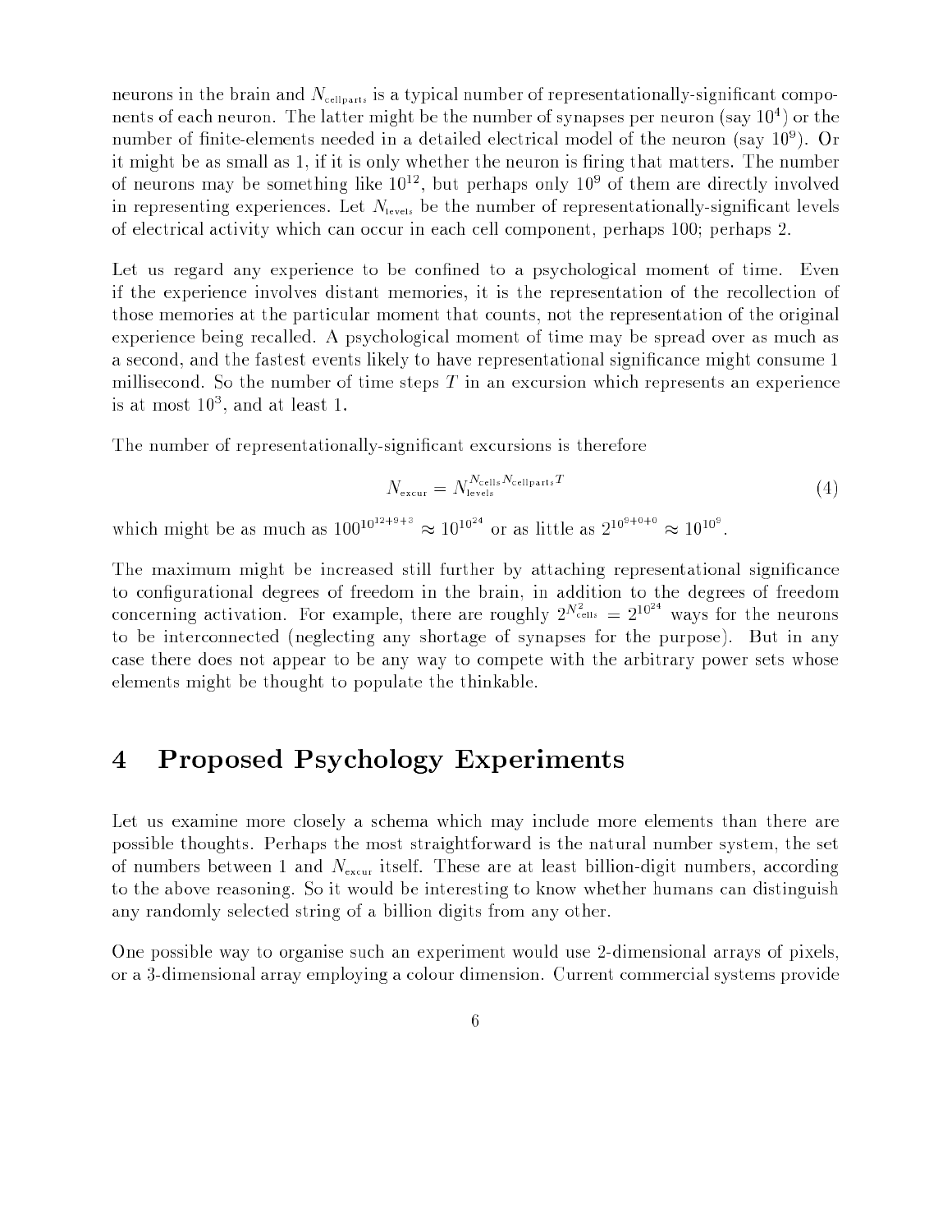neurons in the brain and $N_{\text{cellparts}}$ is a typical number of representationally-significant components of each neuron. The latter might be the number of synapses per neuron (say $10^4$) or the number of finite-elements needed in a detailed electrical model of the neuron (say $10^9$). Or it might be as small as 1, if it is only whether the neuron is firing that matters. The number of neurons may be something like $10^{12}$, but perhaps only $10^9$ of them are directly involved in representing experiences. Let $N_{\text{levels}}$ be the number of representationally-significant levels of electrical activity which can occur in each cell component, perhaps 100; perhaps 2.

Let us regard any experience to be confined to a psychological moment of time. Even if the experience involves distant memories, it is the representation of the recollection of those memories at the particular moment that counts, not the representation of the original experience being recalled. A psychological moment of time may be spread over as much as a second, and the fastest events likely to have representational significance might consume 1 millisecond. So the number of time steps $T$ in an excursion which represents an experience is at most $10^3$, and at least 1.

The number of representationally-significant excursions is therefore

$$N_{\text{excur}} = N_{\text{levels}}^{N_{\text{cells}} N_{\text{cellparts}} T} \tag{4}$$

which might be as much as $100^{10^{12+9+3}} \approx 10^{10^{24}}$ or as little as $2^{10^{9+0+0}} \approx 10^{10^9}$.

The maximum might be increased still further by attaching representational significance to configurational degrees of freedom in the brain, in addition to the degrees of freedom concerning activation. For example, there are roughly $2^{N_{\text{cells}}^2} = 2^{10^{24}}$ ways for the neurons to be interconnected (neglecting any shortage of synapses for the purpose). But in any case there does not appear to be any way to compete with the arbitrary power sets whose elements might be thought to populate the thinkable.

# 4 Proposed Psychology Experiments

Let us examine more closely a schema which may include more elements than there are possible thoughts. Perhaps the most straightforward is the natural number system, the set of numbers between 1 and $N_{\text{excur}}$ itself. These are at least billion-digit numbers, according to the above reasoning. So it would be interesting to know whether humans can distinguish any randomly selected string of a billion digits from any other.

One possible way to organise such an experiment would use 2-dimensional arrays of pixels, or a 3-dimensional array employing a colour dimension. Current commercial systems provide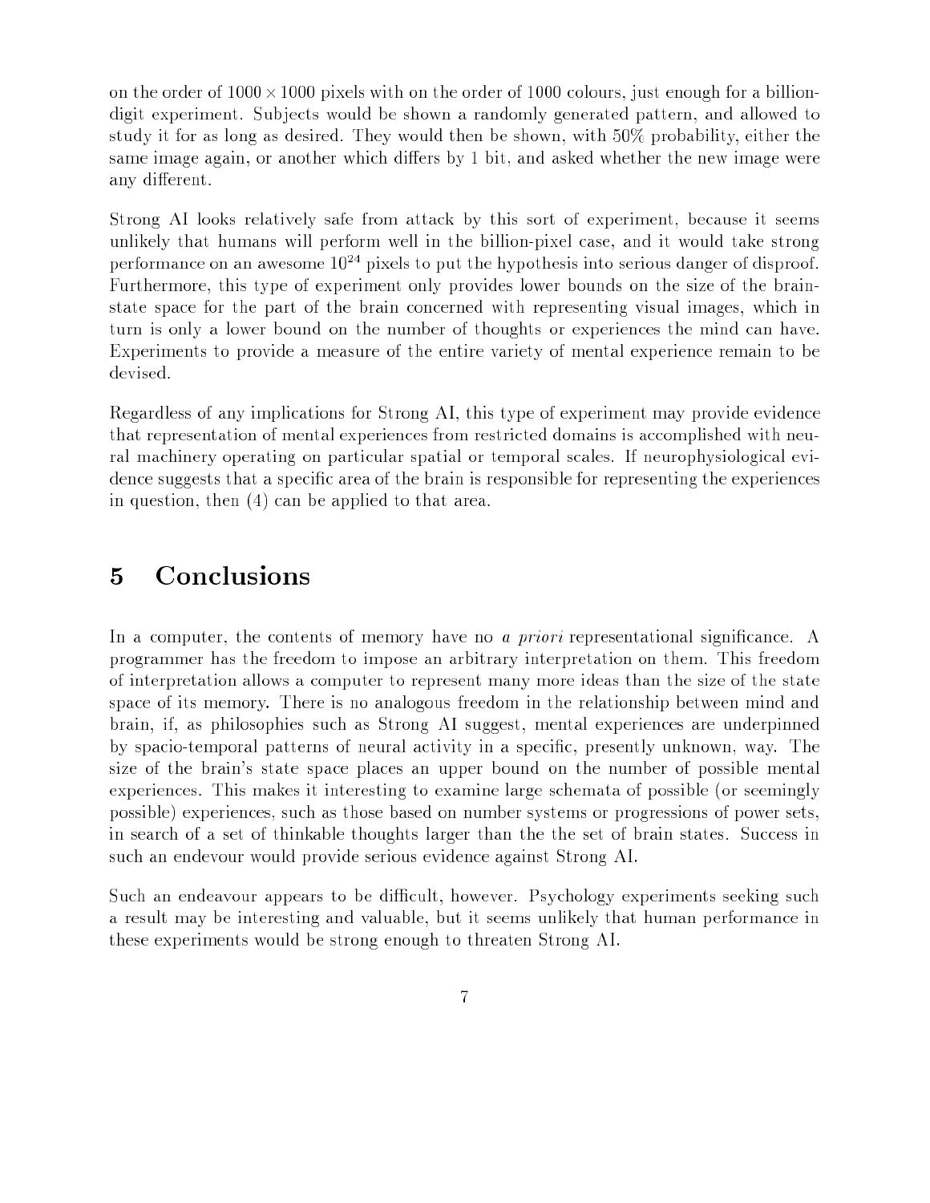on the order of $1000 \times 1000$ pixels with on the order of 1000 colours, just enough for a billion-digit experiment. Subjects would be shown a randomly generated pattern, and allowed to study it for as long as desired. They would then be shown, with 50% probability, either the same image again, or another which differs by 1 bit, and asked whether the new image were any different.

Strong AI looks relatively safe from attack by this sort of experiment, because it seems unlikely that humans will perform well in the billion-pixel case, and it would take strong performance on an awesome $10^{24}$ pixels to put the hypothesis into serious danger of disproof. Furthermore, this type of experiment only provides lower bounds on the size of the brain-state space for the part of the brain concerned with representing visual images, which in turn is only a lower bound on the number of thoughts or experiences the mind can have. Experiments to provide a measure of the entire variety of mental experience remain to be devised.

Regardless of any implications for Strong AI, this type of experiment may provide evidence that representation of mental experiences from restricted domains is accomplished with neural machinery operating on particular spatial or temporal scales. If neurophysiological evidence suggests that a specific area of the brain is responsible for representing the experiences in question, then (4) can be applied to that area.

# 5 Conclusions

In a computer, the contents of memory have no *a priori* representational significance. A programmer has the freedom to impose an arbitrary interpretation on them. This freedom of interpretation allows a computer to represent many more ideas than the size of the state space of its memory. There is no analogous freedom in the relationship between mind and brain, if, as philosophies such as Strong AI suggest, mental experiences are underpinned by spacio-temporal patterns of neural activity in a specific, presently unknown, way. The size of the brain's state space places an upper bound on the number of possible mental experiences. This makes it interesting to examine large schemata of possible (or seemingly possible) experiences, such as those based on number systems or progressions of power sets, in search of a set of thinkable thoughts larger than the the set of brain states. Success in such an endevour would provide serious evidence against Strong AI.

Such an endeavour appears to be difficult, however. Psychology experiments seeking such a result may be interesting and valuable, but it seems unlikely that human performance in these experiments would be strong enough to threaten Strong AI.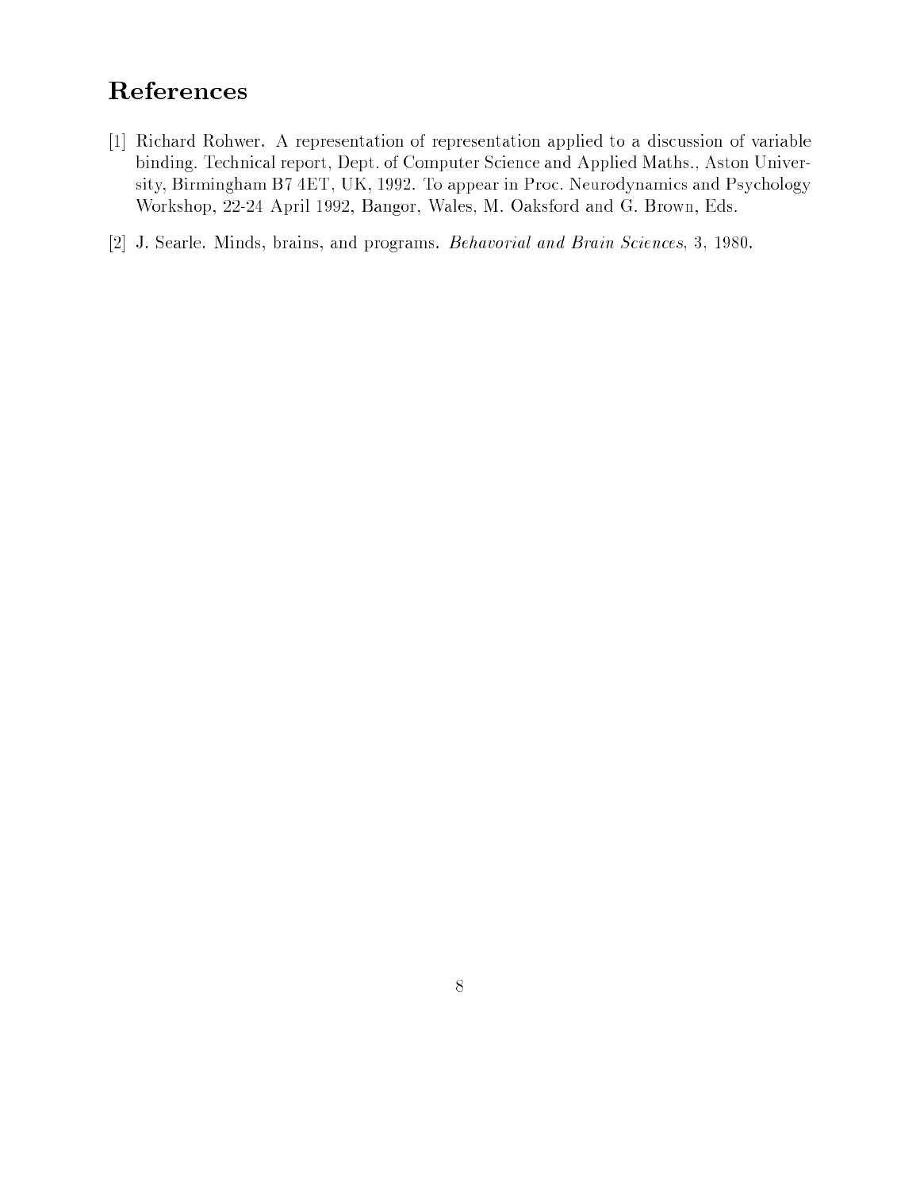# References

[1] Richard Rohwer. A representation of representation applied to a discussion of variable binding. Technical report, Dept. of Computer Science and Applied Maths., Aston University, Birmingham B7 4ET, UK, 1992. To appear in Proc. Neurodynamics and Psychology Workshop, 22-24 April 1992, Bangor, Wales, M. Oaksford and G. Brown, Eds.

[2] J. Searle. Minds, brains, and programs. *Behavorial and Brain Sciences*, 3, 1980.